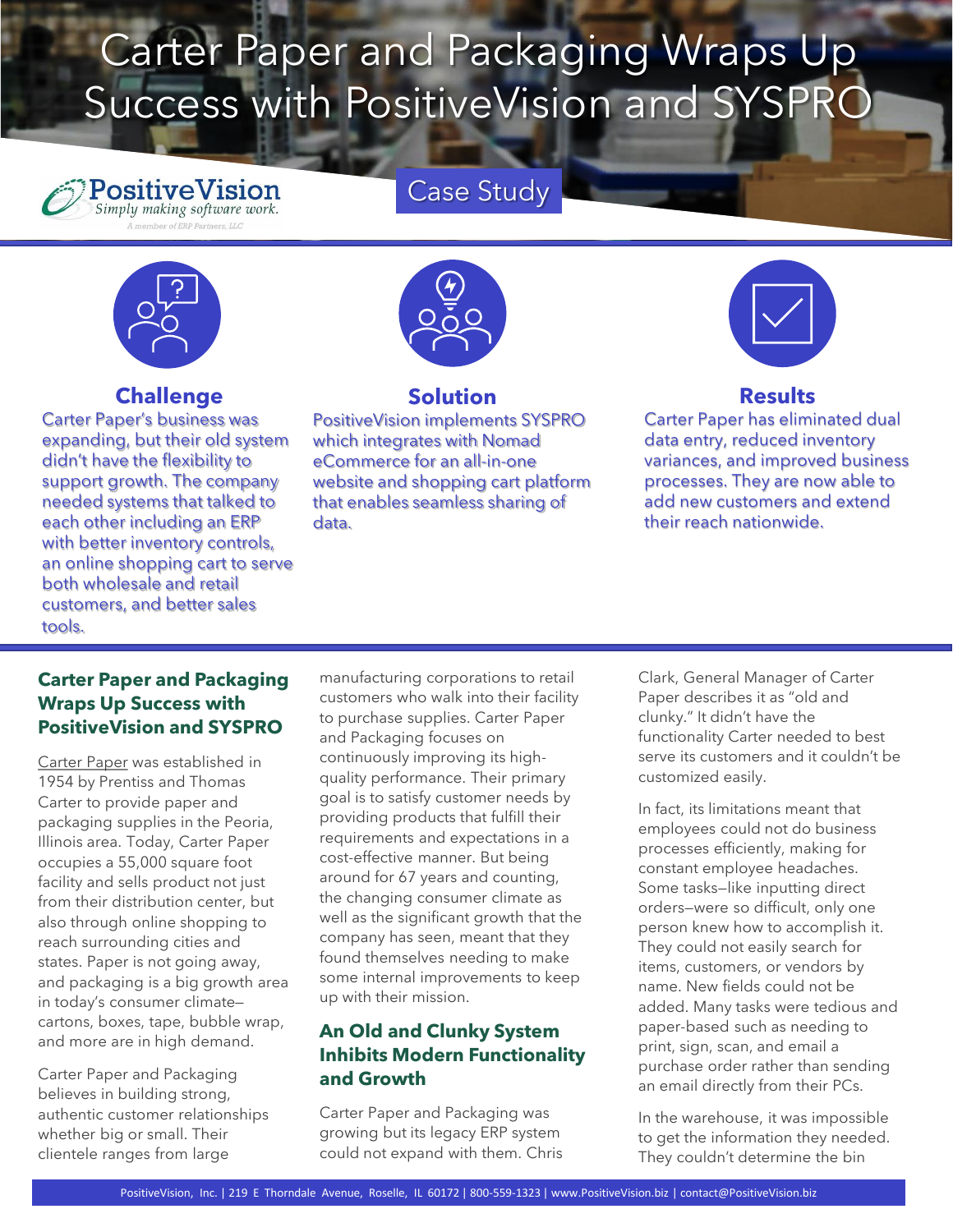# Carter Paper and Packaging Wraps Up Success with PositiveVision and SYSPRO

PositiveVision
*Simply making software work.*
*A member of ERP Partners, LLC*

Case Study

### Challenge

Carter Paper's business was expanding, but their old system didn't have the flexibility to support growth. The company needed systems that talked to each other including an ERP with better inventory controls, an online shopping cart to serve both wholesale and retail customers, and better sales tools.

### Solution

PositiveVision implements SYSPRO which integrates with Nomad eCommerce for an all-in-one website and shopping cart platform that enables seamless sharing of data.

### Results

Carter Paper has eliminated dual data entry, reduced inventory variances, and improved business processes. They are now able to add new customers and extend their reach nationwide.

## Carter Paper and Packaging Wraps Up Success with PositiveVision and SYSPRO

Carter Paper was established in 1954 by Prentiss and Thomas Carter to provide paper and packaging supplies in the Peoria, Illinois area. Today, Carter Paper occupies a 55,000 square foot facility and sells product not just from their distribution center, but also through online shopping to reach surrounding cities and states. Paper is not going away, and packaging is a big growth area in today's consumer climate—cartons, boxes, tape, bubble wrap, and more are in high demand.

Carter Paper and Packaging believes in building strong, authentic customer relationships whether big or small. Their clientele ranges from large manufacturing corporations to retail customers who walk into their facility to purchase supplies. Carter Paper and Packaging focuses on continuously improving its high-quality performance. Their primary goal is to satisfy customer needs by providing products that fulfill their requirements and expectations in a cost-effective manner. But being around for 67 years and counting, the changing consumer climate as well as the significant growth that the company has seen, meant that they found themselves needing to make some internal improvements to keep up with their mission.

## An Old and Clunky System Inhibits Modern Functionality and Growth

Carter Paper and Packaging was growing but its legacy ERP system could not expand with them. Chris Clark, General Manager of Carter Paper describes it as "old and clunky." It didn't have the functionality Carter needed to best serve its customers and it couldn't be customized easily.

In fact, its limitations meant that employees could not do business processes efficiently, making for constant employee headaches. Some tasks—like inputting direct orders—were so difficult, only one person knew how to accomplish it. They could not easily search for items, customers, or vendors by name. New fields could not be added. Many tasks were tedious and paper-based such as needing to print, sign, scan, and email a purchase order rather than sending an email directly from their PCs.

In the warehouse, it was impossible to get the information they needed. They couldn't determine the bin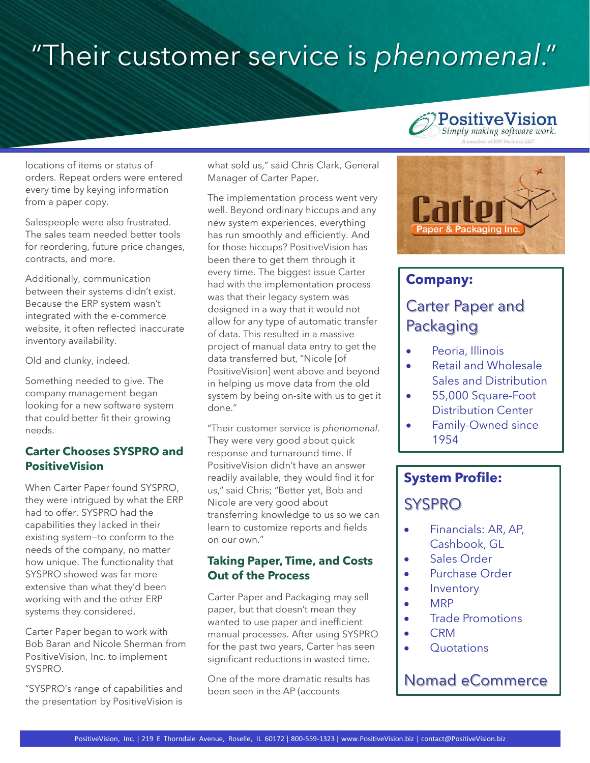# "Their customer service is *phenomenal*."

locations of items or status of orders. Repeat orders were entered every time by keying information from a paper copy.

Salespeople were also frustrated. The sales team needed better tools for reordering, future price changes, contracts, and more.

Additionally, communication between their systems didn't exist. Because the ERP system wasn't integrated with the e-commerce website, it often reflected inaccurate inventory availability.

Old and clunky, indeed.

Something needed to give. The company management began looking for a new software system that could better fit their growing needs.

## Carter Chooses SYSPRO and PositiveVision

When Carter Paper found SYSPRO, they were intrigued by what the ERP had to offer. SYSPRO had the capabilities they lacked in their existing system—to conform to the needs of the company, no matter how unique. The functionality that SYSPRO showed was far more extensive than what they'd been working with and the other ERP systems they considered.

Carter Paper began to work with Bob Baran and Nicole Sherman from PositiveVision, Inc. to implement SYSPRO.

"SYSPRO's range of capabilities and the presentation by PositiveVision is what sold us," said Chris Clark, General Manager of Carter Paper.

The implementation process went very well. Beyond ordinary hiccups and any new system experiences, everything has run smoothly and efficiently. And for those hiccups? PositiveVision has been there to get them through it every time. The biggest issue Carter had with the implementation process was that their legacy system was designed in a way that it would not allow for any type of automatic transfer of data. This resulted in a massive project of manual data entry to get the data transferred but, "Nicole [of PositiveVision] went above and beyond in helping us move data from the old system by being on-site with us to get it done."

"Their customer service is *phenomenal*. They were very good about quick response and turnaround time. If PositiveVision didn't have an answer readily available, they would find it for us," said Chris; "Better yet, Bob and Nicole are very good about transferring knowledge to us so we can learn to customize reports and fields on our own."

## Taking Paper, Time, and Costs Out of the Process

Carter Paper and Packaging may sell paper, but that doesn't mean they wanted to use paper and inefficient manual processes. After using SYSPRO for the past two years, Carter has seen significant reductions in wasted time.

One of the more dramatic results has been seen in the AP (accounts

### Company:

Carter Paper and Packaging

- Peoria, Illinois
- Retail and Wholesale Sales and Distribution
- 55,000 Square-Foot Distribution Center
- Family-Owned since 1954

### System Profile:

SYSPRO

- Financials: AR, AP, Cashbook, GL
- Sales Order
- Purchase Order
- Inventory
- MRP
- Trade Promotions
- CRM
- Quotations

Nomad eCommerce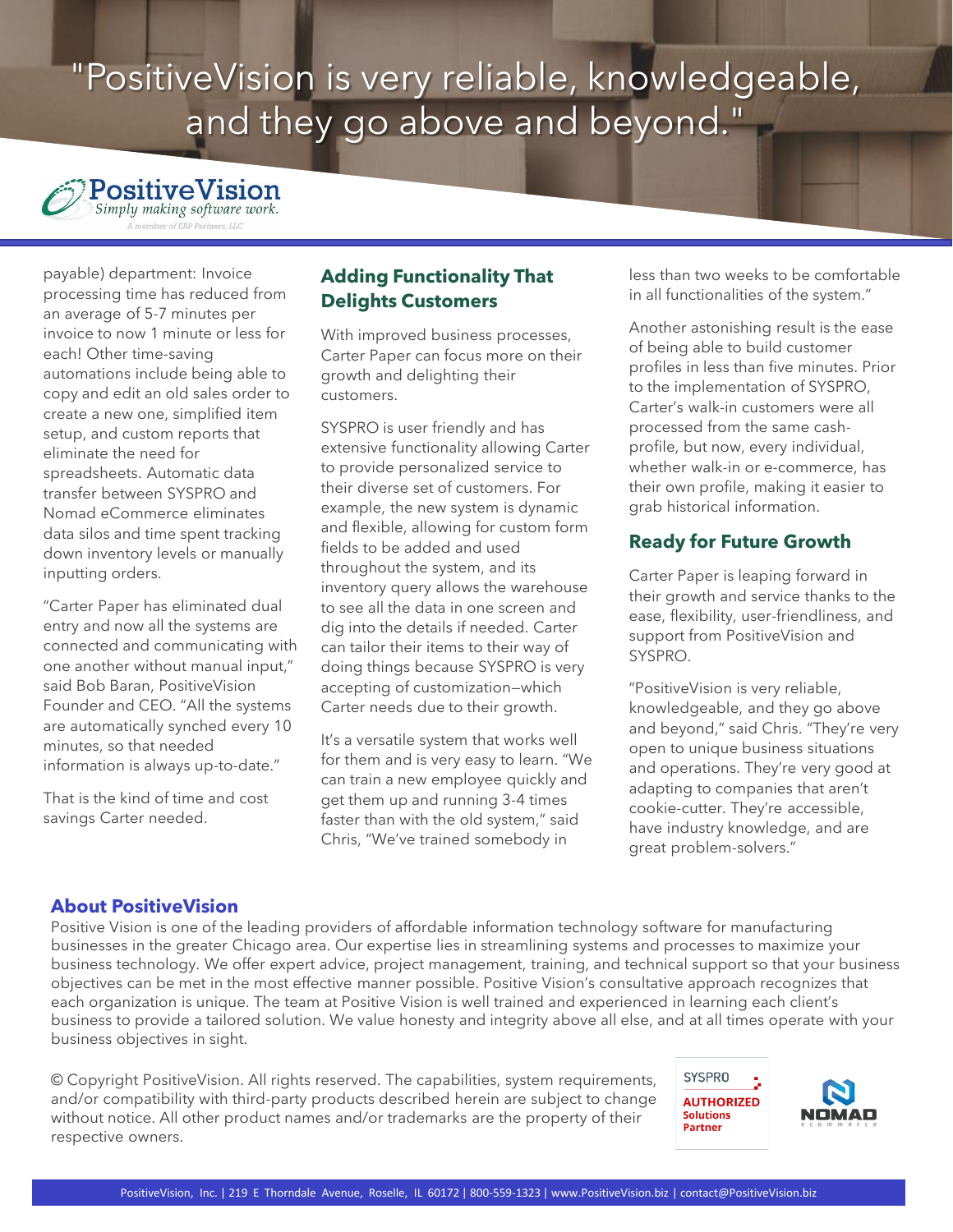# "PositiveVision is very reliable, knowledgeable, and they go above and beyond."

PositiveVision
Simply making software work.
A member of ERP Partners, LLC

payable) department: Invoice processing time has reduced from an average of 5-7 minutes per invoice to now 1 minute or less for each! Other time-saving automations include being able to copy and edit an old sales order to create a new one, simplified item setup, and custom reports that eliminate the need for spreadsheets. Automatic data transfer between SYSPRO and Nomad eCommerce eliminates data silos and time spent tracking down inventory levels or manually inputting orders.

"Carter Paper has eliminated dual entry and now all the systems are connected and communicating with one another without manual input," said Bob Baran, PositiveVision Founder and CEO. "All the systems are automatically synched every 10 minutes, so that needed information is always up-to-date."

That is the kind of time and cost savings Carter needed.

## Adding Functionality That Delights Customers

With improved business processes, Carter Paper can focus more on their growth and delighting their customers.

SYSPRO is user friendly and has extensive functionality allowing Carter to provide personalized service to their diverse set of customers. For example, the new system is dynamic and flexible, allowing for custom form fields to be added and used throughout the system, and its inventory query allows the warehouse to see all the data in one screen and dig into the details if needed. Carter can tailor their items to their way of doing things because SYSPRO is very accepting of customization—which Carter needs due to their growth.

It's a versatile system that works well for them and is very easy to learn. "We can train a new employee quickly and get them up and running 3-4 times faster than with the old system," said Chris, "We've trained somebody in less than two weeks to be comfortable in all functionalities of the system."

Another astonishing result is the ease of being able to build customer profiles in less than five minutes. Prior to the implementation of SYSPRO, Carter's walk-in customers were all processed from the same cash-profile, but now, every individual, whether walk-in or e-commerce, has their own profile, making it easier to grab historical information.

## Ready for Future Growth

Carter Paper is leaping forward in their growth and service thanks to the ease, flexibility, user-friendliness, and support from PositiveVision and SYSPRO.

"PositiveVision is very reliable, knowledgeable, and they go above and beyond," said Chris. "They're very open to unique business situations and operations. They're very good at adapting to companies that aren't cookie-cutter. They're accessible, have industry knowledge, and are great problem-solvers."

## About PositiveVision

Positive Vision is one of the leading providers of affordable information technology software for manufacturing businesses in the greater Chicago area. Our expertise lies in streamlining systems and processes to maximize your business technology. We offer expert advice, project management, training, and technical support so that your business objectives can be met in the most effective manner possible. Positive Vision's consultative approach recognizes that each organization is unique. The team at Positive Vision is well trained and experienced in learning each client's business to provide a tailored solution. We value honesty and integrity above all else, and at all times operate with your business objectives in sight.

© Copyright PositiveVision. All rights reserved. The capabilities, system requirements, and/or compatibility with third-party products described herein are subject to change without notice. All other product names and/or trademarks are the property of their respective owners.

SYSPRO AUTHORIZED Solutions Partner

NOMAD ecommerce

PositiveVision, Inc. | 219 E Thorndale Avenue, Roselle, IL 60172 | 800-559-1323 | www.PositiveVision.biz | contact@PositiveVision.biz